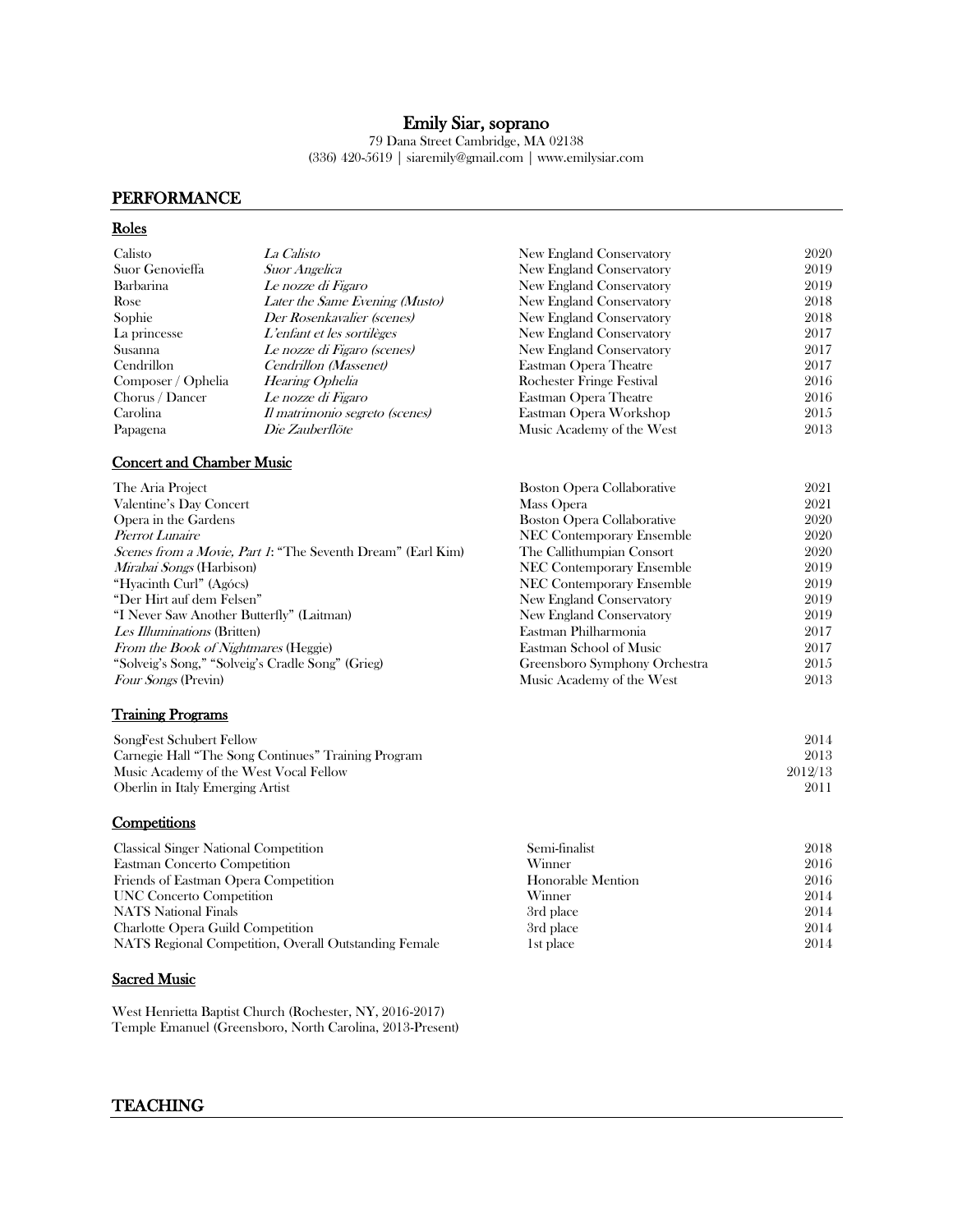# Emily Siar, soprano

79 Dana Street Cambridge, MA 02138
(336) 420-5619 | siaremily@gmail.com | www.emilysiar.com

## PERFORMANCE

### Roles

| | | | |
|---|---|---|---|
| Calisto | *La Calisto* | New England Conservatory | 2020 |
| Suor Genovieffa | *Suor Angelica* | New England Conservatory | 2019 |
| Barbarina | *Le nozze di Figaro* | New England Conservatory | 2019 |
| Rose | *Later the Same Evening (Musto)* | New England Conservatory | 2018 |
| Sophie | *Der Rosenkavalier (scenes)* | New England Conservatory | 2018 |
| La princesse | *L'enfant et les sortilèges* | New England Conservatory | 2017 |
| Susanna | *Le nozze di Figaro (scenes)* | New England Conservatory | 2017 |
| Cendrillon | *Cendrillon (Massenet)* | Eastman Opera Theatre | 2017 |
| Composer / Ophelia | *Hearing Ophelia* | Rochester Fringe Festival | 2016 |
| Chorus / Dancer | *Le nozze di Figaro* | Eastman Opera Theatre | 2016 |
| Carolina | *Il matrimonio segreto (scenes)* | Eastman Opera Workshop | 2015 |
| Papagena | *Die Zauberflöte* | Music Academy of the West | 2013 |

### Concert and Chamber Music

| | | |
|---|---|---|
| The Aria Project | Boston Opera Collaborative | 2021 |
| Valentine's Day Concert | Mass Opera | 2021 |
| Opera in the Gardens | Boston Opera Collaborative | 2020 |
| *Pierrot Lunaire* | NEC Contemporary Ensemble | 2020 |
| *Scenes from a Movie, Part 1*: "The Seventh Dream" (Earl Kim) | The Callithumpian Consort | 2020 |
| *Mirabai Songs* (Harbison) | NEC Contemporary Ensemble | 2019 |
| "Hyacinth Curl" (Agócs) | NEC Contemporary Ensemble | 2019 |
| "Der Hirt auf dem Felsen" | New England Conservatory | 2019 |
| "I Never Saw Another Butterfly" (Laitman) | New England Conservatory | 2019 |
| *Les Illuminations* (Britten) | Eastman Philharmonia | 2017 |
| *From the Book of Nightmares* (Heggie) | Eastman School of Music | 2017 |
| "Solveig's Song," "Solveig's Cradle Song" (Grieg) | Greensboro Symphony Orchestra | 2015 |
| *Four Songs* (Previn) | Music Academy of the West | 2013 |

### Training Programs

| | |
|---|---|
| SongFest Schubert Fellow | 2014 |
| Carnegie Hall "The Song Continues" Training Program | 2013 |
| Music Academy of the West Vocal Fellow | 2012/13 |
| Oberlin in Italy Emerging Artist | 2011 |

### Competitions

| | | |
|---|---|---|
| Classical Singer National Competition | Semi-finalist | 2018 |
| Eastman Concerto Competition | Winner | 2016 |
| Friends of Eastman Opera Competition | Honorable Mention | 2016 |
| UNC Concerto Competition | Winner | 2014 |
| NATS National Finals | 3rd place | 2014 |
| Charlotte Opera Guild Competition | 3rd place | 2014 |
| NATS Regional Competition, Overall Outstanding Female | 1st place | 2014 |

### Sacred Music

West Henrietta Baptist Church (Rochester, NY, 2016-2017)
Temple Emanuel (Greensboro, North Carolina, 2013-Present)

## TEACHING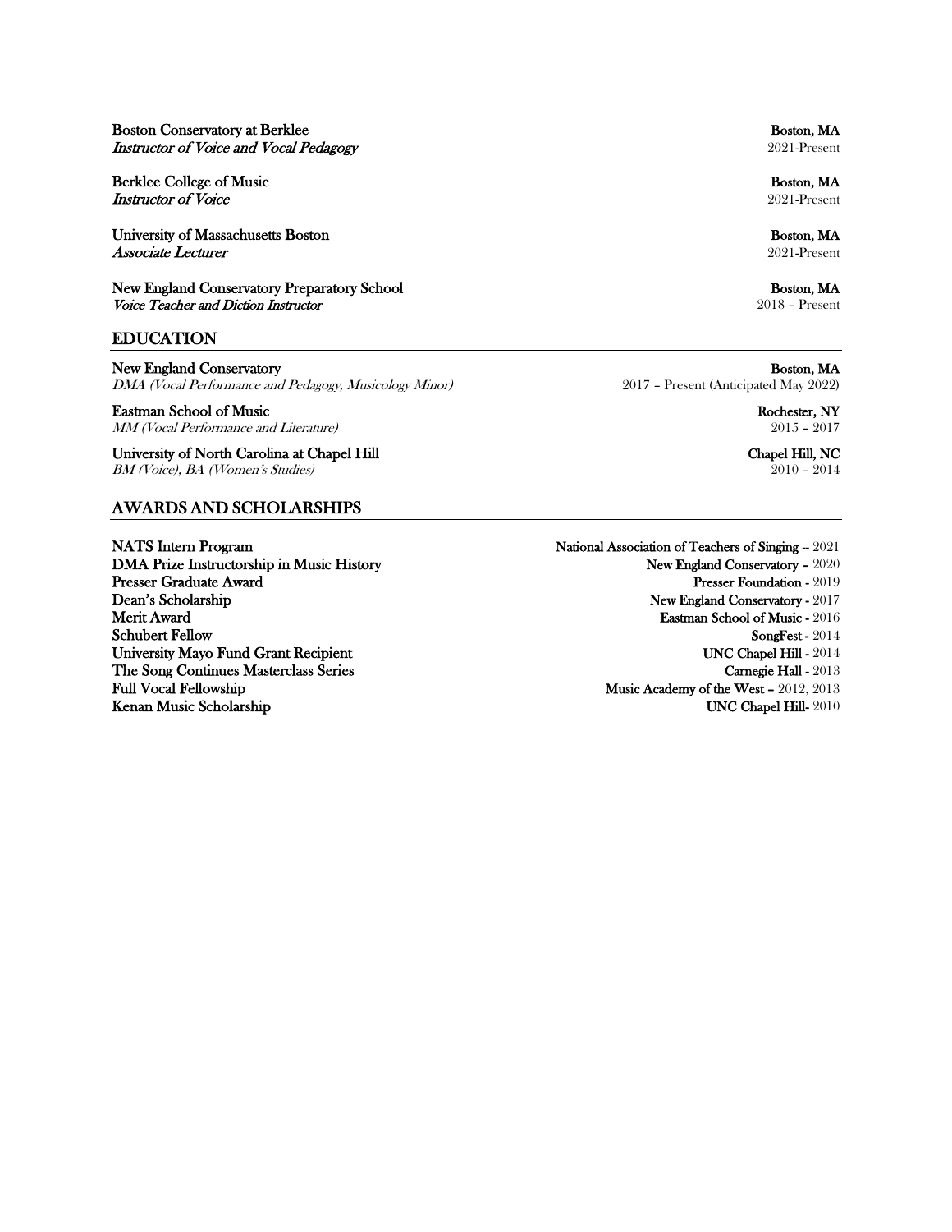**Boston Conservatory at Berklee** — **Boston, MA**
*Instructor of Voice and Vocal Pedagogy* — 2021-Present

**Berklee College of Music** — **Boston, MA**
*Instructor of Voice* — 2021-Present

**University of Massachusetts Boston** — **Boston, MA**
*Associate Lecturer* — 2021-Present

**New England Conservatory Preparatory School** — **Boston, MA**
*Voice Teacher and Diction Instructor* — 2018 – Present

## EDUCATION

**New England Conservatory** — **Boston, MA**
*DMA (Vocal Performance and Pedagogy, Musicology Minor)* — 2017 – Present (Anticipated May 2022)

**Eastman School of Music** — **Rochester, NY**
*MM (Vocal Performance and Literature)* — 2015 – 2017

**University of North Carolina at Chapel Hill** — **Chapel Hill, NC**
*BM (Voice), BA (Women's Studies)* — 2010 – 2014

## AWARDS AND SCHOLARSHIPS

**NATS Intern Program** — **National Association of Teachers of Singing** – 2021
**DMA Prize Instructorship in Music History** — **New England Conservatory** – 2020
**Presser Graduate Award** — **Presser Foundation** - 2019
**Dean's Scholarship** — **New England Conservatory** - 2017
**Merit Award** — **Eastman School of Music** - 2016
**Schubert Fellow** — **SongFest** - 2014
**University Mayo Fund Grant Recipient** — **UNC Chapel Hill** - 2014
**The Song Continues Masterclass Series** — **Carnegie Hall** - 2013
**Full Vocal Fellowship** — **Music Academy of the West** – 2012, 2013
**Kenan Music Scholarship** — **UNC Chapel Hill**- 2010